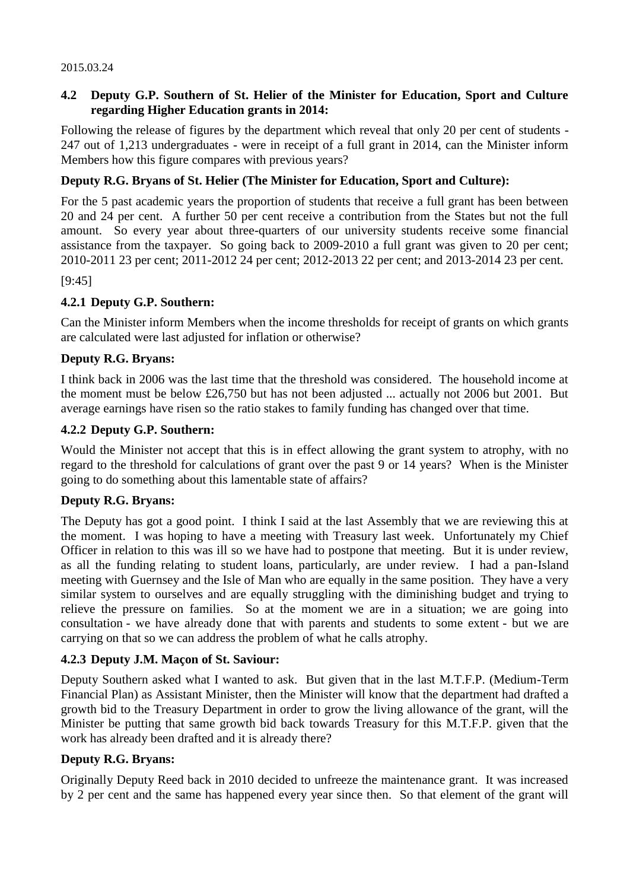2015.03.24

**4.2 Deputy G.P. Southern of St. Helier of the Minister for Education, Sport and Culture regarding Higher Education grants in 2014:**

Following the release of figures by the department which reveal that only 20 per cent of students - 247 out of 1,213 undergraduates - were in receipt of a full grant in 2014, can the Minister inform Members how this figure compares with previous years?

**Deputy R.G. Bryans of St. Helier (The Minister for Education, Sport and Culture):**

For the 5 past academic years the proportion of students that receive a full grant has been between 20 and 24 per cent. A further 50 per cent receive a contribution from the States but not the full amount. So every year about three-quarters of our university students receive some financial assistance from the taxpayer. So going back to 2009-2010 a full grant was given to 20 per cent; 2010-2011 23 per cent; 2011-2012 24 per cent; 2012-2013 22 per cent; and 2013-2014 23 per cent.

[9:45]

**4.2.1 Deputy G.P. Southern:**

Can the Minister inform Members when the income thresholds for receipt of grants on which grants are calculated were last adjusted for inflation or otherwise?

**Deputy R.G. Bryans:**

I think back in 2006 was the last time that the threshold was considered. The household income at the moment must be below £26,750 but has not been adjusted ... actually not 2006 but 2001. But average earnings have risen so the ratio stakes to family funding has changed over that time.

**4.2.2 Deputy G.P. Southern:**

Would the Minister not accept that this is in effect allowing the grant system to atrophy, with no regard to the threshold for calculations of grant over the past 9 or 14 years? When is the Minister going to do something about this lamentable state of affairs?

**Deputy R.G. Bryans:**

The Deputy has got a good point. I think I said at the last Assembly that we are reviewing this at the moment. I was hoping to have a meeting with Treasury last week. Unfortunately my Chief Officer in relation to this was ill so we have had to postpone that meeting. But it is under review, as all the funding relating to student loans, particularly, are under review. I had a pan-Island meeting with Guernsey and the Isle of Man who are equally in the same position. They have a very similar system to ourselves and are equally struggling with the diminishing budget and trying to relieve the pressure on families. So at the moment we are in a situation; we are going into consultation - we have already done that with parents and students to some extent - but we are carrying on that so we can address the problem of what he calls atrophy.

**4.2.3 Deputy J.M. Maçon of St. Saviour:**

Deputy Southern asked what I wanted to ask. But given that in the last M.T.F.P. (Medium-Term Financial Plan) as Assistant Minister, then the Minister will know that the department had drafted a growth bid to the Treasury Department in order to grow the living allowance of the grant, will the Minister be putting that same growth bid back towards Treasury for this M.T.F.P. given that the work has already been drafted and it is already there?

**Deputy R.G. Bryans:**

Originally Deputy Reed back in 2010 decided to unfreeze the maintenance grant. It was increased by 2 per cent and the same has happened every year since then. So that element of the grant will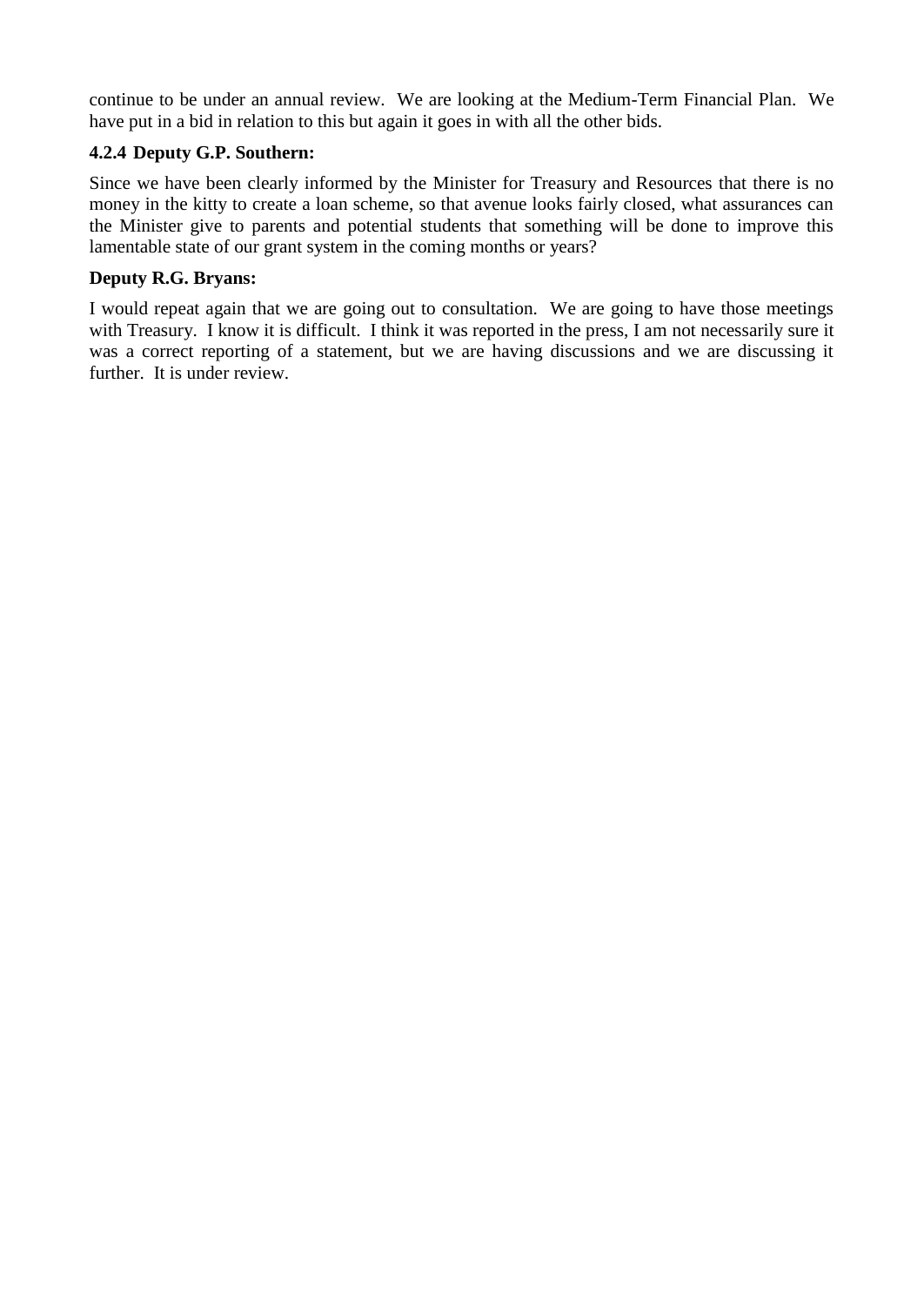continue to be under an annual review. We are looking at the Medium-Term Financial Plan. We have put in a bid in relation to this but again it goes in with all the other bids.

**4.2.4 Deputy G.P. Southern:**

Since we have been clearly informed by the Minister for Treasury and Resources that there is no money in the kitty to create a loan scheme, so that avenue looks fairly closed, what assurances can the Minister give to parents and potential students that something will be done to improve this lamentable state of our grant system in the coming months or years?

**Deputy R.G. Bryans:**

I would repeat again that we are going out to consultation. We are going to have those meetings with Treasury. I know it is difficult. I think it was reported in the press, I am not necessarily sure it was a correct reporting of a statement, but we are having discussions and we are discussing it further. It is under review.